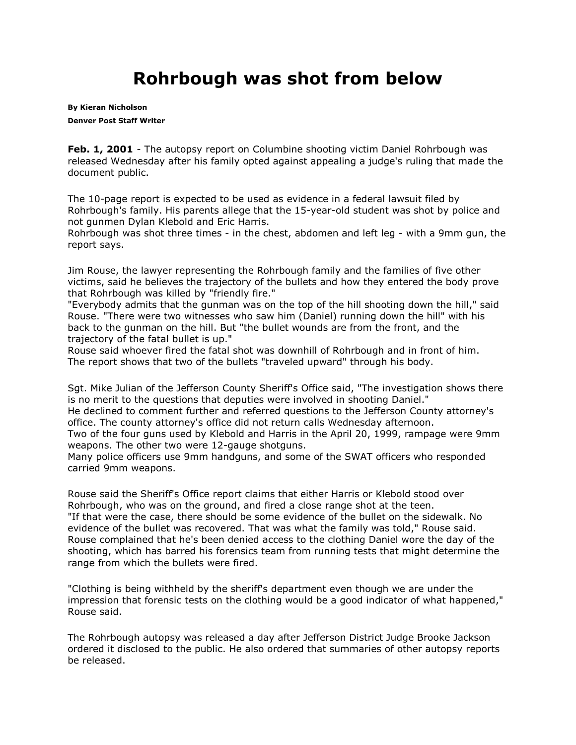# Rohrbough was shot from below

**By Kieran Nicholson**

**Denver Post Staff Writer**

**Feb. 1, 2001** - The autopsy report on Columbine shooting victim Daniel Rohrbough was released Wednesday after his family opted against appealing a judge's ruling that made the document public.

The 10-page report is expected to be used as evidence in a federal lawsuit filed by Rohrbough's family. His parents allege that the 15-year-old student was shot by police and not gunmen Dylan Klebold and Eric Harris.
Rohrbough was shot three times - in the chest, abdomen and left leg - with a 9mm gun, the report says.

Jim Rouse, the lawyer representing the Rohrbough family and the families of five other victims, said he believes the trajectory of the bullets and how they entered the body prove that Rohrbough was killed by "friendly fire."
"Everybody admits that the gunman was on the top of the hill shooting down the hill," said Rouse. "There were two witnesses who saw him (Daniel) running down the hill" with his back to the gunman on the hill. But "the bullet wounds are from the front, and the trajectory of the fatal bullet is up."
Rouse said whoever fired the fatal shot was downhill of Rohrbough and in front of him.
The report shows that two of the bullets "traveled upward" through his body.

Sgt. Mike Julian of the Jefferson County Sheriff's Office said, "The investigation shows there is no merit to the questions that deputies were involved in shooting Daniel."
He declined to comment further and referred questions to the Jefferson County attorney's office. The county attorney's office did not return calls Wednesday afternoon.
Two of the four guns used by Klebold and Harris in the April 20, 1999, rampage were 9mm weapons. The other two were 12-gauge shotguns.
Many police officers use 9mm handguns, and some of the SWAT officers who responded carried 9mm weapons.

Rouse said the Sheriff's Office report claims that either Harris or Klebold stood over Rohrbough, who was on the ground, and fired a close range shot at the teen.
"If that were the case, there should be some evidence of the bullet on the sidewalk. No evidence of the bullet was recovered. That was what the family was told," Rouse said.
Rouse complained that he's been denied access to the clothing Daniel wore the day of the shooting, which has barred his forensics team from running tests that might determine the range from which the bullets were fired.

"Clothing is being withheld by the sheriff's department even though we are under the impression that forensic tests on the clothing would be a good indicator of what happened," Rouse said.

The Rohrbough autopsy was released a day after Jefferson District Judge Brooke Jackson ordered it disclosed to the public. He also ordered that summaries of other autopsy reports be released.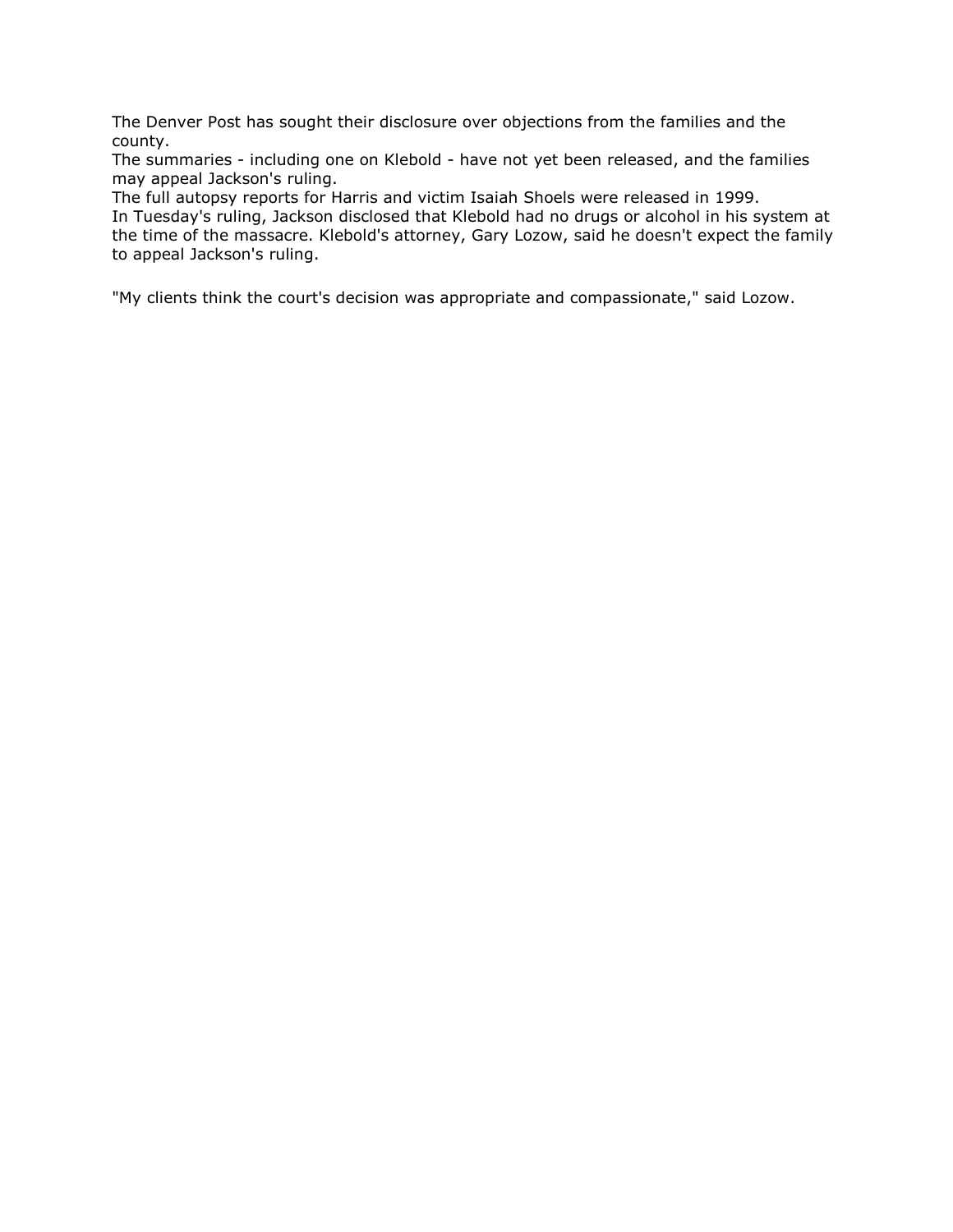The Denver Post has sought their disclosure over objections from the families and the county.

The summaries - including one on Klebold - have not yet been released, and the families may appeal Jackson's ruling.

The full autopsy reports for Harris and victim Isaiah Shoels were released in 1999.

In Tuesday's ruling, Jackson disclosed that Klebold had no drugs or alcohol in his system at the time of the massacre. Klebold's attorney, Gary Lozow, said he doesn't expect the family to appeal Jackson's ruling.

"My clients think the court's decision was appropriate and compassionate," said Lozow.